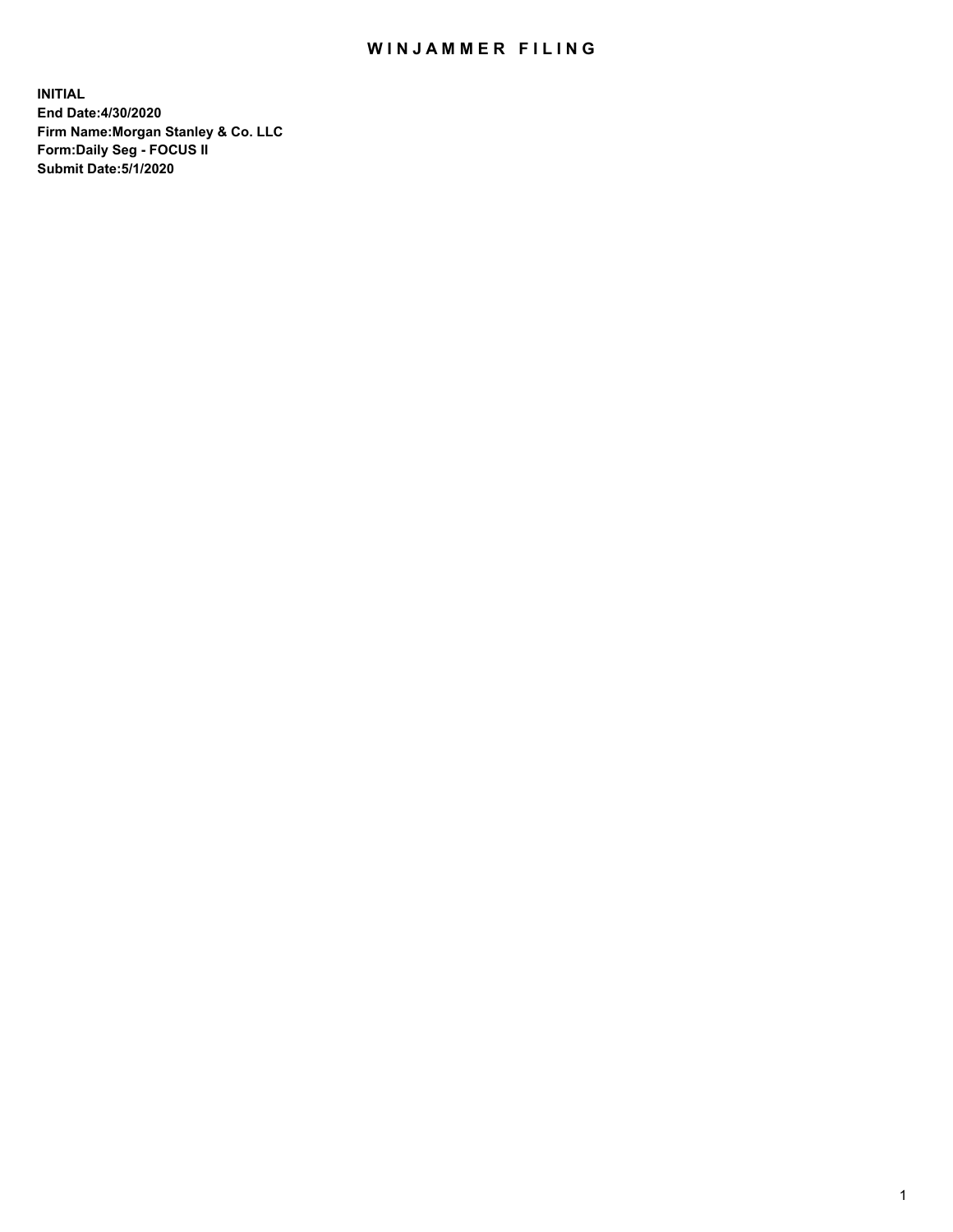# WINJAMMER FILING

**INITIAL**
**End Date:4/30/2020**
**Firm Name:Morgan Stanley & Co. LLC**
**Form:Daily Seg - FOCUS II**
**Submit Date:5/1/2020**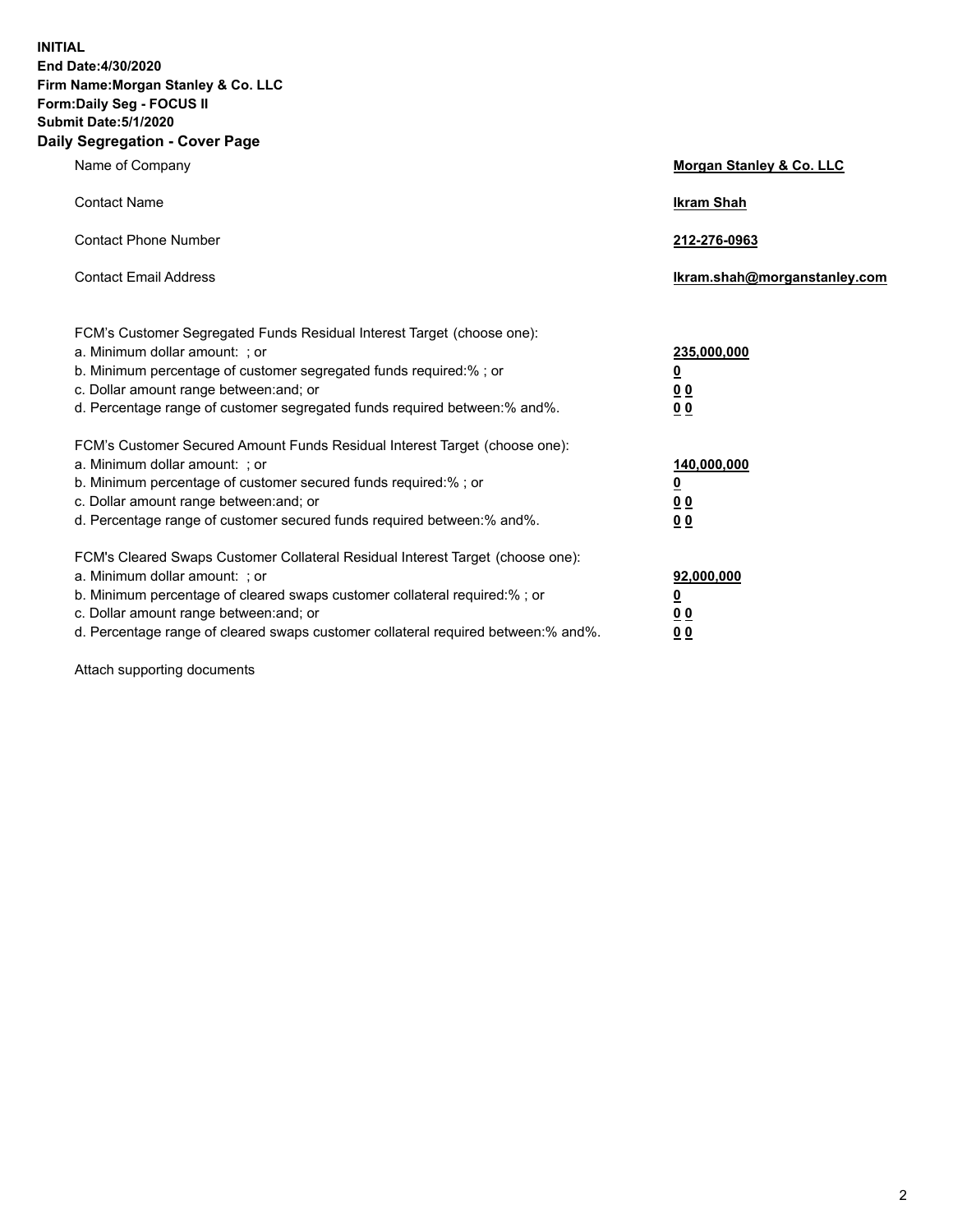**INITIAL**
**End Date:4/30/2020**
**Firm Name:Morgan Stanley & Co. LLC**
**Form:Daily Seg - FOCUS II**
**Submit Date:5/1/2020**

## Daily Segregation - Cover Page

| | |
|---|---|
| Name of Company | **Morgan Stanley & Co. LLC** |
| Contact Name | **Ikram Shah** |
| Contact Phone Number | **212-276-0963** |
| Contact Email Address | **Ikram.shah@morganstanley.com** |

| | |
|---|---|
| FCM's Customer Segregated Funds Residual Interest Target (choose one): | |
| a. Minimum dollar amount: ; or | **235,000,000** |
| b. Minimum percentage of customer segregated funds required:% ; or | **0** |
| c. Dollar amount range between:and; or | **0 0** |
| d. Percentage range of customer segregated funds required between:% and%. | **0 0** |
| FCM's Customer Secured Amount Funds Residual Interest Target (choose one): | |
| a. Minimum dollar amount: ; or | **140,000,000** |
| b. Minimum percentage of customer secured funds required:% ; or | **0** |
| c. Dollar amount range between:and; or | **0 0** |
| d. Percentage range of customer secured funds required between:% and%. | **0 0** |
| FCM's Cleared Swaps Customer Collateral Residual Interest Target (choose one): | |
| a. Minimum dollar amount: ; or | **92,000,000** |
| b. Minimum percentage of cleared swaps customer collateral required:% ; or | **0** |
| c. Dollar amount range between:and; or | **0 0** |
| d. Percentage range of cleared swaps customer collateral required between:% and%. | **0 0** |

Attach supporting documents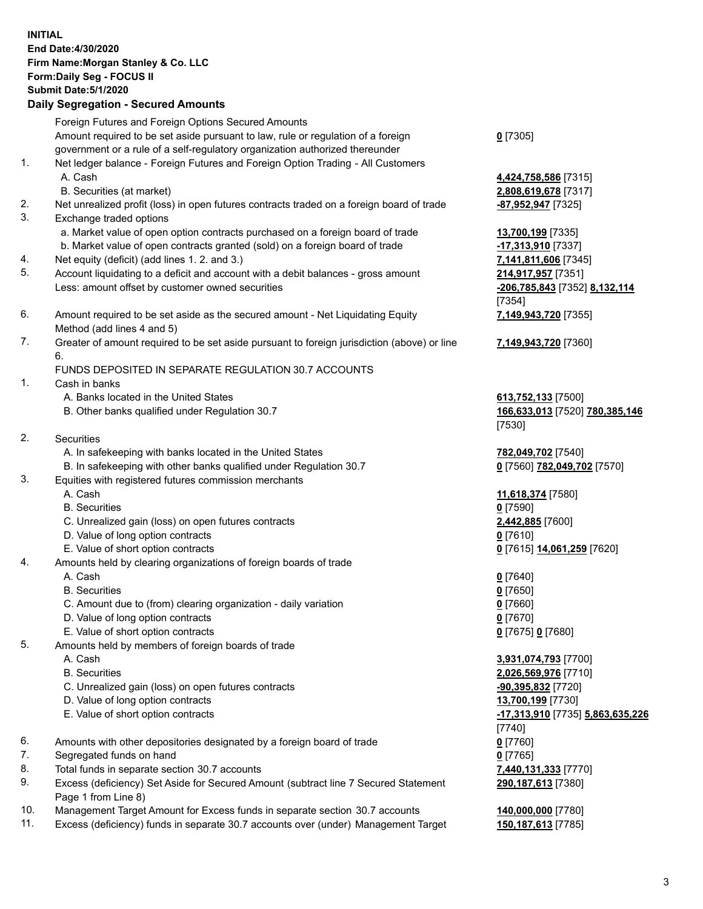**INITIAL**
**End Date:4/30/2020**
**Firm Name:Morgan Stanley & Co. LLC**
**Form:Daily Seg - FOCUS II**
**Submit Date:5/1/2020**

**Daily Segregation - Secured Amounts**

| | | |
|---|---|---|
| | Foreign Futures and Foreign Options Secured Amounts | |
| | Amount required to be set aside pursuant to law, rule or regulation of a foreign government or a rule of a self-regulatory organization authorized thereunder | **0** [7305] |
| 1. | Net ledger balance - Foreign Futures and Foreign Option Trading - All Customers | |
| | A. Cash | **4,424,758,586** [7315] |
| | B. Securities (at market) | **2,808,619,678** [7317] |
| 2. | Net unrealized profit (loss) in open futures contracts traded on a foreign board of trade | **-87,952,947** [7325] |
| 3. | Exchange traded options | |
| | a. Market value of open option contracts purchased on a foreign board of trade | **13,700,199** [7335] |
| | b. Market value of open contracts granted (sold) on a foreign board of trade | **-17,313,910** [7337] |
| 4. | Net equity (deficit) (add lines 1. 2. and 3.) | **7,141,811,606** [7345] |
| 5. | Account liquidating to a deficit and account with a debit balances - gross amount | **214,917,957** [7351] |
| | Less: amount offset by customer owned securities | **-206,785,843** [7352] **8,132,114** [7354] |
| 6. | Amount required to be set aside as the secured amount - Net Liquidating Equity Method (add lines 4 and 5) | **7,149,943,720** [7355] |
| 7. | Greater of amount required to be set aside pursuant to foreign jurisdiction (above) or line 6. | **7,149,943,720** [7360] |
| | FUNDS DEPOSITED IN SEPARATE REGULATION 30.7 ACCOUNTS | |
| 1. | Cash in banks | |
| | A. Banks located in the United States | **613,752,133** [7500] |
| | B. Other banks qualified under Regulation 30.7 | **166,633,013** [7520] **780,385,146** [7530] |
| 2. | Securities | |
| | A. In safekeeping with banks located in the United States | **782,049,702** [7540] |
| | B. In safekeeping with other banks qualified under Regulation 30.7 | **0** [7560] **782,049,702** [7570] |
| 3. | Equities with registered futures commission merchants | |
| | A. Cash | **11,618,374** [7580] |
| | B. Securities | **0** [7590] |
| | C. Unrealized gain (loss) on open futures contracts | **2,442,885** [7600] |
| | D. Value of long option contracts | **0** [7610] |
| | E. Value of short option contracts | **0** [7615] **14,061,259** [7620] |
| 4. | Amounts held by clearing organizations of foreign boards of trade | |
| | A. Cash | **0** [7640] |
| | B. Securities | **0** [7650] |
| | C. Amount due to (from) clearing organization - daily variation | **0** [7660] |
| | D. Value of long option contracts | **0** [7670] |
| | E. Value of short option contracts | **0** [7675] **0** [7680] |
| 5. | Amounts held by members of foreign boards of trade | |
| | A. Cash | **3,931,074,793** [7700] |
| | B. Securities | **2,026,569,976** [7710] |
| | C. Unrealized gain (loss) on open futures contracts | **-90,395,832** [7720] |
| | D. Value of long option contracts | **13,700,199** [7730] |
| | E. Value of short option contracts | **-17,313,910** [7735] **5,863,635,226** [7740] |
| 6. | Amounts with other depositories designated by a foreign board of trade | **0** [7760] |
| 7. | Segregated funds on hand | **0** [7765] |
| 8. | Total funds in separate section 30.7 accounts | **7,440,131,333** [7770] |
| 9. | Excess (deficiency) Set Aside for Secured Amount (subtract line 7 Secured Statement Page 1 from Line 8) | **290,187,613** [7380] |
| 10. | Management Target Amount for Excess funds in separate section 30.7 accounts | **140,000,000** [7780] |
| 11. | Excess (deficiency) funds in separate 30.7 accounts over (under) Management Target | **150,187,613** [7785] |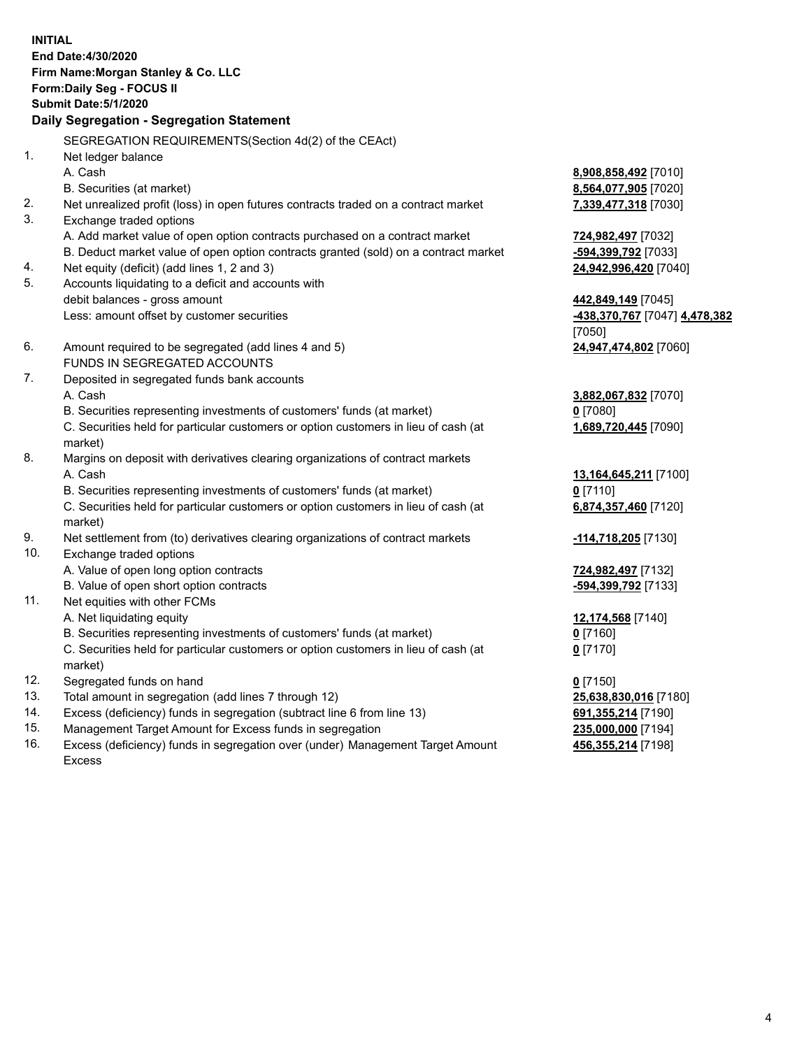**INITIAL**
**End Date:4/30/2020**
**Firm Name:Morgan Stanley & Co. LLC**
**Form:Daily Seg - FOCUS II**
**Submit Date:5/1/2020**

## Daily Segregation - Segregation Statement

SEGREGATION REQUIREMENTS(Section 4d(2) of the CEAct)

| | | |
|---|---|---|
| 1. | Net ledger balance | |
| | A. Cash | **8,908,858,492** [7010] |
| | B. Securities (at market) | **8,564,077,905** [7020] |
| 2. | Net unrealized profit (loss) in open futures contracts traded on a contract market | **7,339,477,318** [7030] |
| 3. | Exchange traded options | |
| | A. Add market value of open option contracts purchased on a contract market | **724,982,497** [7032] |
| | B. Deduct market value of open option contracts granted (sold) on a contract market | **-594,399,792** [7033] |
| 4. | Net equity (deficit) (add lines 1, 2 and 3) | **24,942,996,420** [7040] |
| 5. | Accounts liquidating to a deficit and accounts with debit balances - gross amount | **442,849,149** [7045] |
| | Less: amount offset by customer securities | **-438,370,767** [7047] **4,478,382** [7050] |
| 6. | Amount required to be segregated (add lines 4 and 5) | **24,947,474,802** [7060] |
| | FUNDS IN SEGREGATED ACCOUNTS | |
| 7. | Deposited in segregated funds bank accounts | |
| | A. Cash | **3,882,067,832** [7070] |
| | B. Securities representing investments of customers' funds (at market) | **0** [7080] |
| | C. Securities held for particular customers or option customers in lieu of cash (at market) | **1,689,720,445** [7090] |
| 8. | Margins on deposit with derivatives clearing organizations of contract markets | |
| | A. Cash | **13,164,645,211** [7100] |
| | B. Securities representing investments of customers' funds (at market) | **0** [7110] |
| | C. Securities held for particular customers or option customers in lieu of cash (at market) | **6,874,357,460** [7120] |
| 9. | Net settlement from (to) derivatives clearing organizations of contract markets | **-114,718,205** [7130] |
| 10. | Exchange traded options | |
| | A. Value of open long option contracts | **724,982,497** [7132] |
| | B. Value of open short option contracts | **-594,399,792** [7133] |
| 11. | Net equities with other FCMs | |
| | A. Net liquidating equity | **12,174,568** [7140] |
| | B. Securities representing investments of customers' funds (at market) | **0** [7160] |
| | C. Securities held for particular customers or option customers in lieu of cash (at market) | **0** [7170] |
| 12. | Segregated funds on hand | **0** [7150] |
| 13. | Total amount in segregation (add lines 7 through 12) | **25,638,830,016** [7180] |
| 14. | Excess (deficiency) funds in segregation (subtract line 6 from line 13) | **691,355,214** [7190] |
| 15. | Management Target Amount for Excess funds in segregation | **235,000,000** [7194] |
| 16. | Excess (deficiency) funds in segregation over (under) Management Target Amount Excess | **456,355,214** [7198] |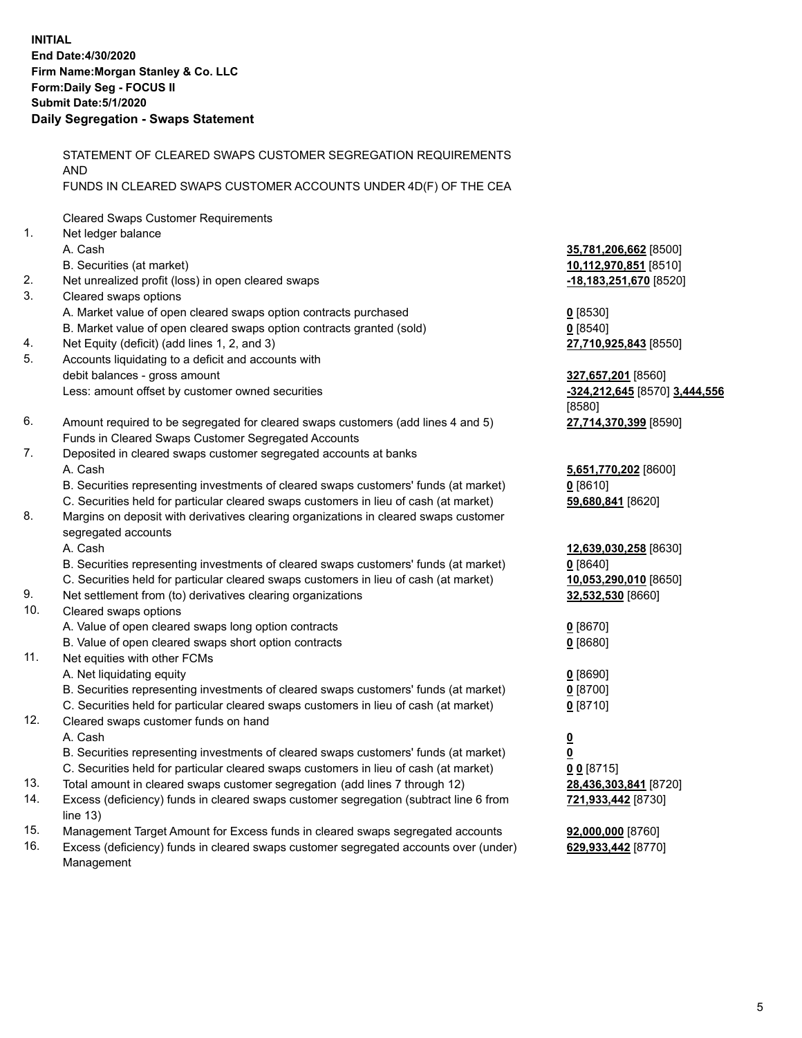**INITIAL**
**End Date:4/30/2020**
**Firm Name:Morgan Stanley & Co. LLC**
**Form:Daily Seg - FOCUS II**
**Submit Date:5/1/2020**
**Daily Segregation - Swaps Statement**

STATEMENT OF CLEARED SWAPS CUSTOMER SEGREGATION REQUIREMENTS AND FUNDS IN CLEARED SWAPS CUSTOMER ACCOUNTS UNDER 4D(F) OF THE CEA

| | | |
|---|---|---|
| | Cleared Swaps Customer Requirements | |
| 1. | Net ledger balance | |
| | A. Cash | **35,781,206,662** [8500] |
| | B. Securities (at market) | **10,112,970,851** [8510] |
| 2. | Net unrealized profit (loss) in open cleared swaps | **-18,183,251,670** [8520] |
| 3. | Cleared swaps options | |
| | A. Market value of open cleared swaps option contracts purchased | **0** [8530] |
| | B. Market value of open cleared swaps option contracts granted (sold) | **0** [8540] |
| 4. | Net Equity (deficit) (add lines 1, 2, and 3) | **27,710,925,843** [8550] |
| 5. | Accounts liquidating to a deficit and accounts with debit balances - gross amount | **327,657,201** [8560] |
| | Less: amount offset by customer owned securities | **-324,212,645** [8570] **3,444,556** [8580] |
| 6. | Amount required to be segregated for cleared swaps customers (add lines 4 and 5) | **27,714,370,399** [8590] |
| | Funds in Cleared Swaps Customer Segregated Accounts | |
| 7. | Deposited in cleared swaps customer segregated accounts at banks | |
| | A. Cash | **5,651,770,202** [8600] |
| | B. Securities representing investments of cleared swaps customers' funds (at market) | **0** [8610] |
| | C. Securities held for particular cleared swaps customers in lieu of cash (at market) | **59,680,841** [8620] |
| 8. | Margins on deposit with derivatives clearing organizations in cleared swaps customer segregated accounts | |
| | A. Cash | **12,639,030,258** [8630] |
| | B. Securities representing investments of cleared swaps customers' funds (at market) | **0** [8640] |
| | C. Securities held for particular cleared swaps customers in lieu of cash (at market) | **10,053,290,010** [8650] |
| 9. | Net settlement from (to) derivatives clearing organizations | **32,532,530** [8660] |
| 10. | Cleared swaps options | |
| | A. Value of open cleared swaps long option contracts | **0** [8670] |
| | B. Value of open cleared swaps short option contracts | **0** [8680] |
| 11. | Net equities with other FCMs | |
| | A. Net liquidating equity | **0** [8690] |
| | B. Securities representing investments of cleared swaps customers' funds (at market) | **0** [8700] |
| | C. Securities held for particular cleared swaps customers in lieu of cash (at market) | **0** [8710] |
| 12. | Cleared swaps customer funds on hand | |
| | A. Cash | **0** |
| | B. Securities representing investments of cleared swaps customers' funds (at market) | **0** |
| | C. Securities held for particular cleared swaps customers in lieu of cash (at market) | **0** **0** [8715] |
| 13. | Total amount in cleared swaps customer segregation (add lines 7 through 12) | **28,436,303,841** [8720] |
| 14. | Excess (deficiency) funds in cleared swaps customer segregation (subtract line 6 from line 13) | **721,933,442** [8730] |
| 15. | Management Target Amount for Excess funds in cleared swaps segregated accounts | **92,000,000** [8760] |
| 16. | Excess (deficiency) funds in cleared swaps customer segregated accounts over (under) Management | **629,933,442** [8770] |